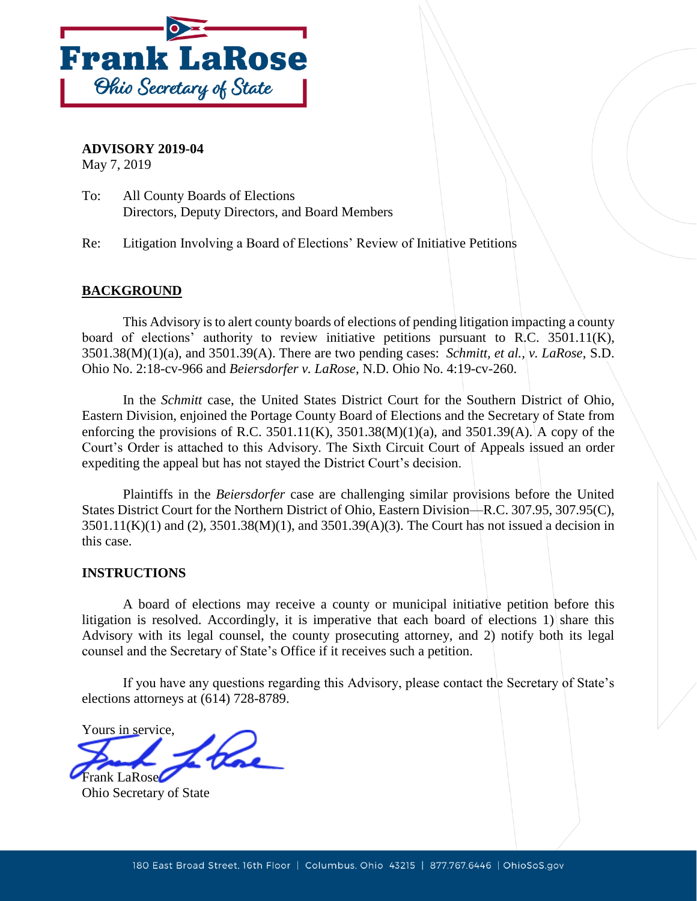Frank LaRose
Ohio Secretary of State

**ADVISORY 2019-04**
May 7, 2019

To: All County Boards of Elections
Directors, Deputy Directors, and Board Members

Re: Litigation Involving a Board of Elections' Review of Initiative Petitions

## BACKGROUND

This Advisory is to alert county boards of elections of pending litigation impacting a county board of elections' authority to review initiative petitions pursuant to R.C. 3501.11(K), 3501.38(M)(1)(a), and 3501.39(A). There are two pending cases: *Schmitt, et al., v. LaRose*, S.D. Ohio No. 2:18-cv-966 and *Beiersdorfer v. LaRose*, N.D. Ohio No. 4:19-cv-260.

In the *Schmitt* case, the United States District Court for the Southern District of Ohio, Eastern Division, enjoined the Portage County Board of Elections and the Secretary of State from enforcing the provisions of R.C. 3501.11(K), 3501.38(M)(1)(a), and 3501.39(A). A copy of the Court's Order is attached to this Advisory. The Sixth Circuit Court of Appeals issued an order expediting the appeal but has not stayed the District Court's decision.

Plaintiffs in the *Beiersdorfer* case are challenging similar provisions before the United States District Court for the Northern District of Ohio, Eastern Division—R.C. 307.95, 307.95(C), 3501.11(K)(1) and (2), 3501.38(M)(1), and 3501.39(A)(3). The Court has not issued a decision in this case.

## INSTRUCTIONS

A board of elections may receive a county or municipal initiative petition before this litigation is resolved. Accordingly, it is imperative that each board of elections 1) share this Advisory with its legal counsel, the county prosecuting attorney, and 2) notify both its legal counsel and the Secretary of State's Office if it receives such a petition.

If you have any questions regarding this Advisory, please contact the Secretary of State's elections attorneys at (614) 728-8789.

Yours in service,

Frank LaRose
Ohio Secretary of State

180 East Broad Street, 16th Floor | Columbus, Ohio 43215 | 877.767.6446 | OhioSoS.gov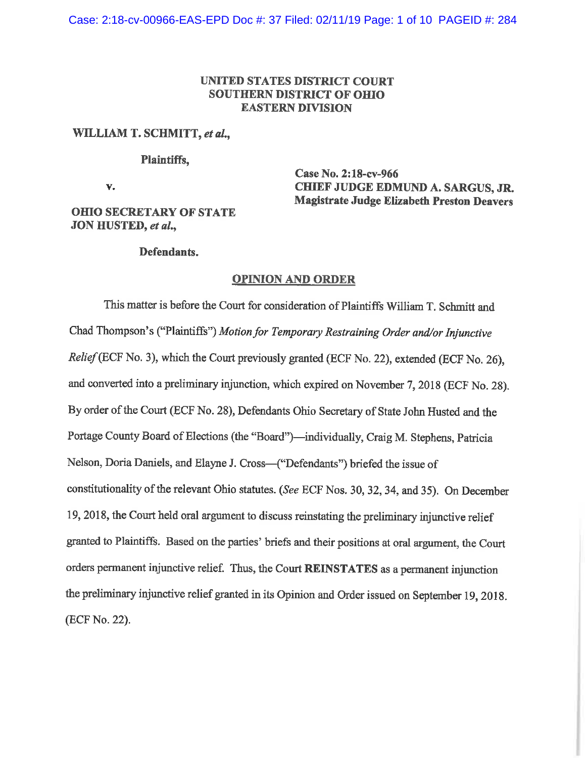**UNITED STATES DISTRICT COURT**
**SOUTHERN DISTRICT OF OHIO**
**EASTERN DIVISION**

**WILLIAM T. SCHMITT, *et al.*,**

**Plaintiffs,**

**v.**

**OHIO SECRETARY OF STATE JON HUSTED, *et al.*,**

**Defendants.**

**Case No. 2:18-cv-966**
**CHIEF JUDGE EDMUND A. SARGUS, JR.**
**Magistrate Judge Elizabeth Preston Deavers**

## OPINION AND ORDER

This matter is before the Court for consideration of Plaintiffs William T. Schmitt and Chad Thompson's ("Plaintiffs") *Motion for Temporary Restraining Order and/or Injunctive Relief* (ECF No. 3), which the Court previously granted (ECF No. 22), extended (ECF No. 26), and converted into a preliminary injunction, which expired on November 7, 2018 (ECF No. 28). By order of the Court (ECF No. 28), Defendants Ohio Secretary of State John Husted and the Portage County Board of Elections (the "Board")—individually, Craig M. Stephens, Patricia Nelson, Doria Daniels, and Elayne J. Cross—("Defendants") briefed the issue of constitutionality of the relevant Ohio statutes. (*See* ECF Nos. 30, 32, 34, and 35). On December 19, 2018, the Court held oral argument to discuss reinstating the preliminary injunctive relief granted to Plaintiffs. Based on the parties' briefs and their positions at oral argument, the Court orders permanent injunctive relief. Thus, the Court **REINSTATES** as a permanent injunction the preliminary injunctive relief granted in its Opinion and Order issued on September 19, 2018. (ECF No. 22).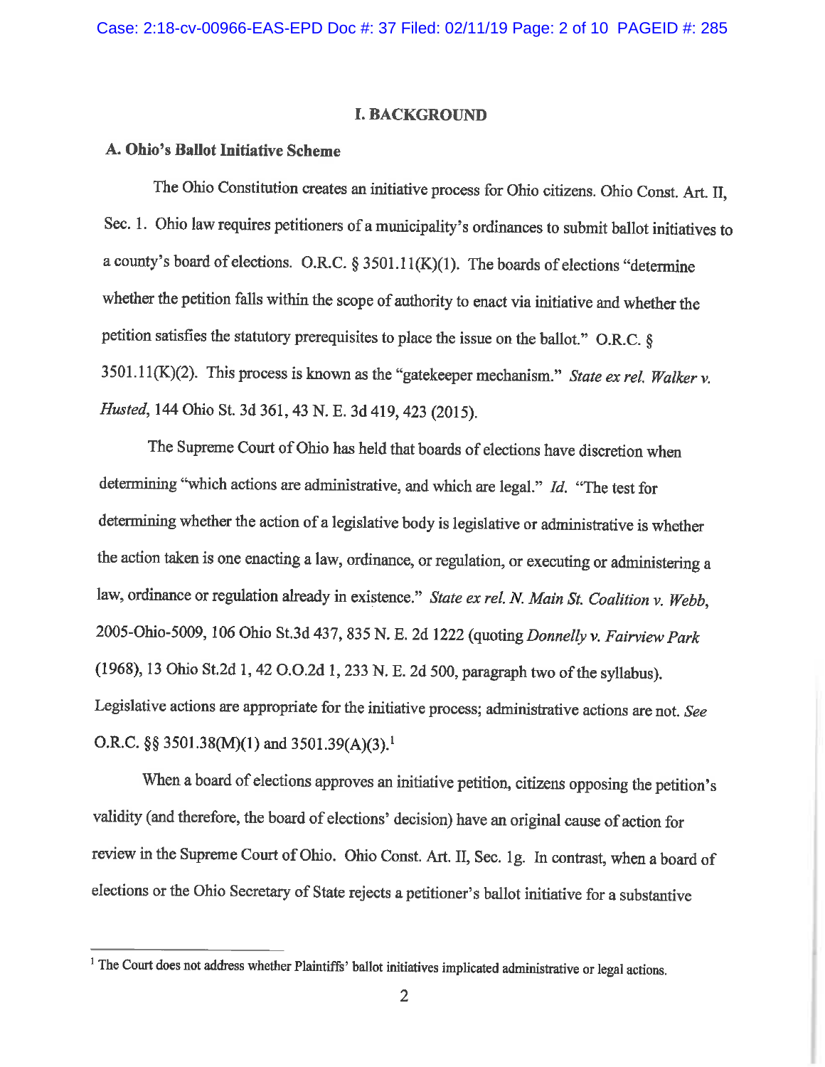## I. BACKGROUND

### A. Ohio's Ballot Initiative Scheme

The Ohio Constitution creates an initiative process for Ohio citizens. Ohio Const. Art. II, Sec. 1. Ohio law requires petitioners of a municipality's ordinances to submit ballot initiatives to a county's board of elections. O.R.C. § 3501.11(K)(1). The boards of elections "determine whether the petition falls within the scope of authority to enact via initiative and whether the petition satisfies the statutory prerequisites to place the issue on the ballot." O.R.C. § 3501.11(K)(2). This process is known as the "gatekeeper mechanism." *State ex rel. Walker v. Husted*, 144 Ohio St. 3d 361, 43 N. E. 3d 419, 423 (2015).

The Supreme Court of Ohio has held that boards of elections have discretion when determining "which actions are administrative, and which are legal." *Id.* "The test for determining whether the action of a legislative body is legislative or administrative is whether the action taken is one enacting a law, ordinance, or regulation, or executing or administering a law, ordinance or regulation already in existence." *State ex rel. N. Main St. Coalition v. Webb*, 2005-Ohio-5009, 106 Ohio St.3d 437, 835 N. E. 2d 1222 (quoting *Donnelly v. Fairview Park* (1968), 13 Ohio St.2d 1, 42 O.O.2d 1, 233 N. E. 2d 500, paragraph two of the syllabus). Legislative actions are appropriate for the initiative process; administrative actions are not. *See* O.R.C. §§ 3501.38(M)(1) and 3501.39(A)(3).[1]

When a board of elections approves an initiative petition, citizens opposing the petition's validity (and therefore, the board of elections' decision) have an original cause of action for review in the Supreme Court of Ohio. Ohio Const. Art. II, Sec. 1g. In contrast, when a board of elections or the Ohio Secretary of State rejects a petitioner's ballot initiative for a substantive

[1] The Court does not address whether Plaintiffs' ballot initiatives implicated administrative or legal actions.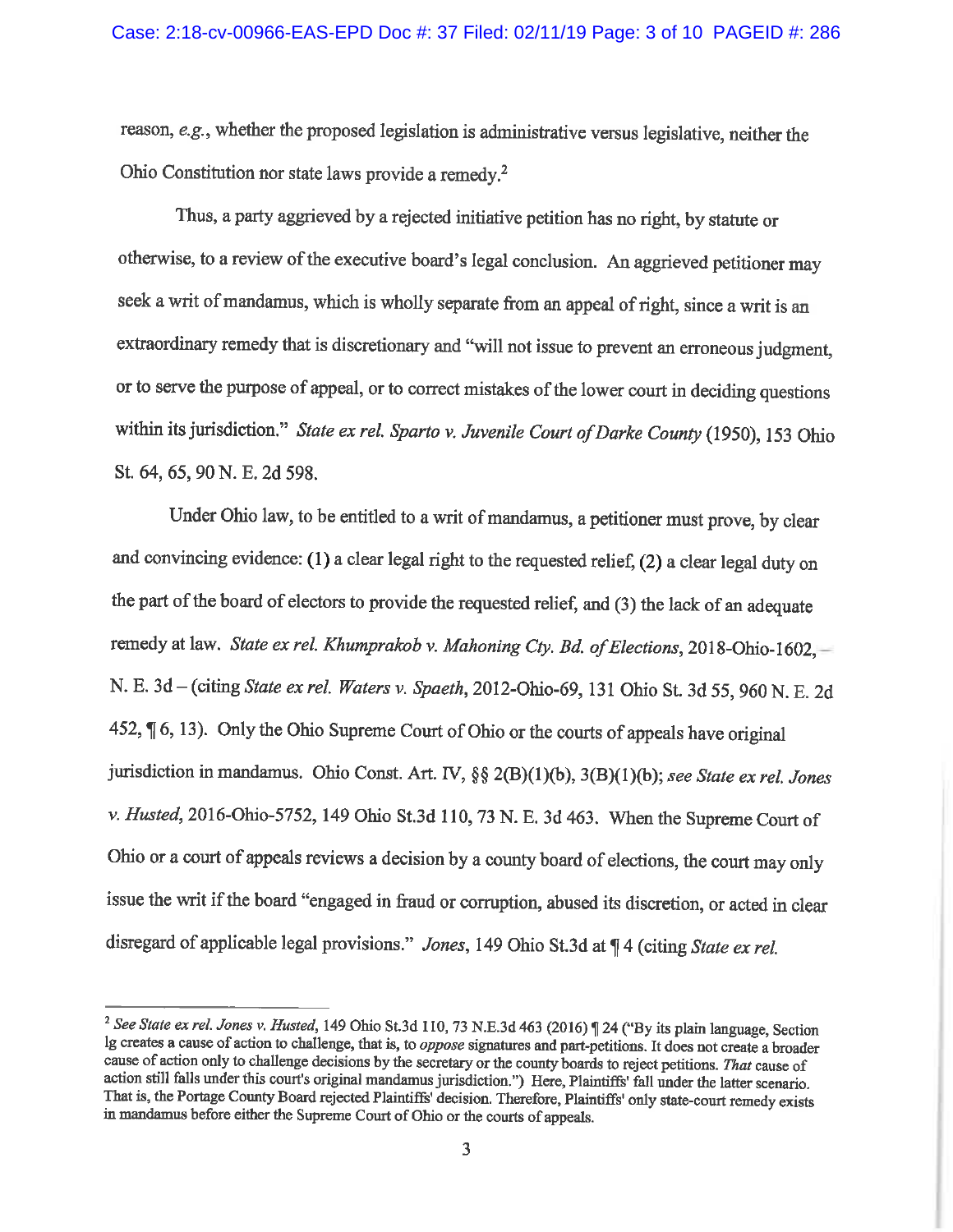reason, *e.g.*, whether the proposed legislation is administrative versus legislative, neither the Ohio Constitution nor state laws provide a remedy.[2]

Thus, a party aggrieved by a rejected initiative petition has no right, by statute or otherwise, to a review of the executive board's legal conclusion. An aggrieved petitioner may seek a writ of mandamus, which is wholly separate from an appeal of right, since a writ is an extraordinary remedy that is discretionary and "will not issue to prevent an erroneous judgment, or to serve the purpose of appeal, or to correct mistakes of the lower court in deciding questions within its jurisdiction." *State ex rel. Sparto v. Juvenile Court of Darke County* (1950), 153 Ohio St. 64, 65, 90 N. E. 2d 598.

Under Ohio law, to be entitled to a writ of mandamus, a petitioner must prove, by clear and convincing evidence: (1) a clear legal right to the requested relief, (2) a clear legal duty on the part of the board of electors to provide the requested relief, and (3) the lack of an adequate remedy at law. *State ex rel. Khumprakob v. Mahoning Cty. Bd. of Elections*, 2018-Ohio-1602, – N. E. 3d – (citing *State ex rel. Waters v. Spaeth*, 2012-Ohio-69, 131 Ohio St. 3d 55, 960 N. E. 2d 452, ¶ 6, 13). Only the Ohio Supreme Court of Ohio or the courts of appeals have original jurisdiction in mandamus. Ohio Const. Art. IV, §§ 2(B)(1)(b), 3(B)(1)(b); *see State ex rel. Jones v. Husted*, 2016-Ohio-5752, 149 Ohio St.3d 110, 73 N. E. 3d 463. When the Supreme Court of Ohio or a court of appeals reviews a decision by a county board of elections, the court may only issue the writ if the board "engaged in fraud or corruption, abused its discretion, or acted in clear disregard of applicable legal provisions." *Jones*, 149 Ohio St.3d at ¶ 4 (citing *State ex rel.*

---

[2] *See State ex rel. Jones v. Husted*, 149 Ohio St.3d 110, 73 N.E.3d 463 (2016) ¶ 24 ("By its plain language, Section lg creates a cause of action to challenge, that is, to *oppose* signatures and part-petitions. It does not create a broader cause of action only to challenge decisions by the secretary or the county boards to reject petitions. *That* cause of action still falls under this court's original mandamus jurisdiction.") Here, Plaintiffs' fall under the latter scenario. That is, the Portage County Board rejected Plaintiffs' decision. Therefore, Plaintiffs' only state-court remedy exists in mandamus before either the Supreme Court of Ohio or the courts of appeals.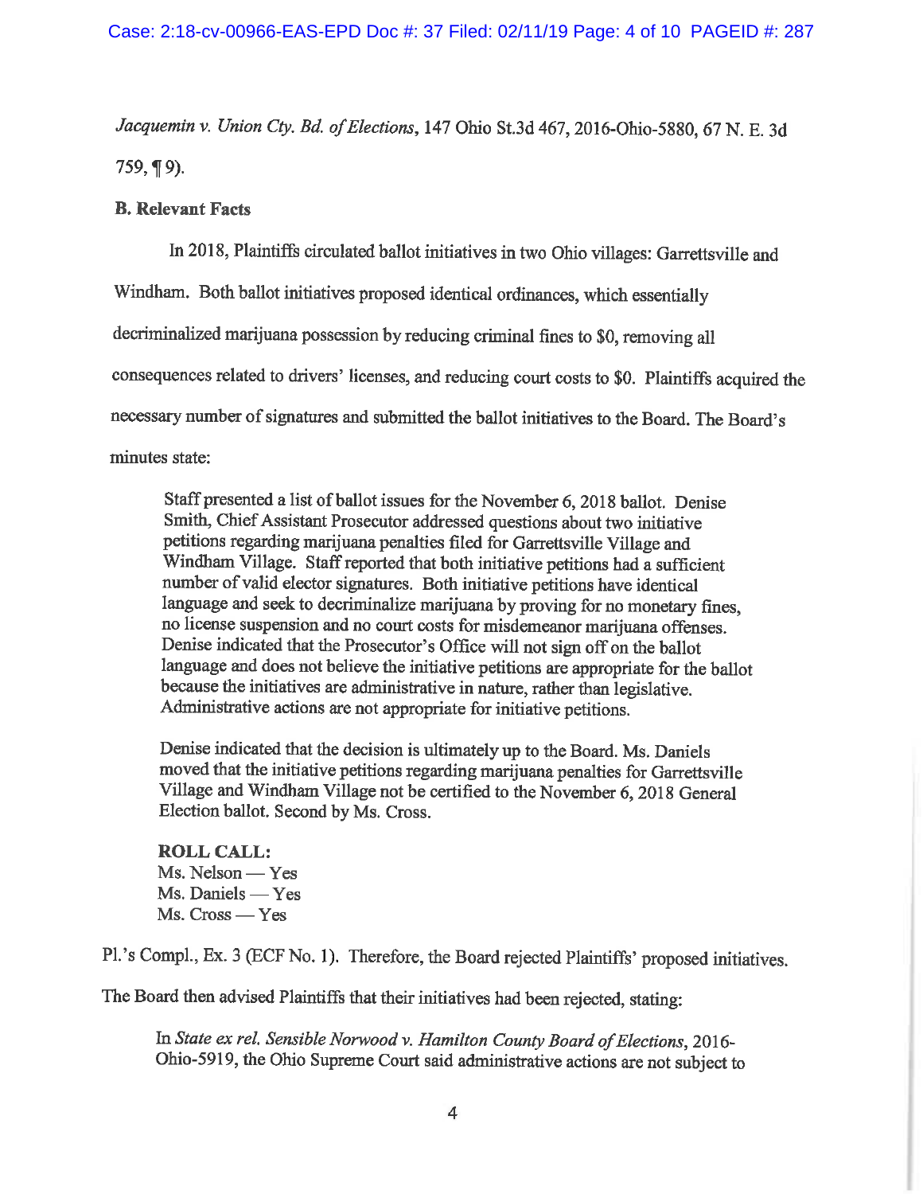*Jacquemin v. Union Cty. Bd. of Elections*, 147 Ohio St.3d 467, 2016-Ohio-5880, 67 N. E. 3d 759, ¶ 9).

**B. Relevant Facts**

In 2018, Plaintiffs circulated ballot initiatives in two Ohio villages: Garrettsville and Windham. Both ballot initiatives proposed identical ordinances, which essentially decriminalized marijuana possession by reducing criminal fines to $0, removing all consequences related to drivers' licenses, and reducing court costs to $0. Plaintiffs acquired the necessary number of signatures and submitted the ballot initiatives to the Board. The Board's minutes state:

> Staff presented a list of ballot issues for the November 6, 2018 ballot. Denise Smith, Chief Assistant Prosecutor addressed questions about two initiative petitions regarding marijuana penalties filed for Garrettsville Village and Windham Village. Staff reported that both initiative petitions had a sufficient number of valid elector signatures. Both initiative petitions have identical language and seek to decriminalize marijuana by proving for no monetary fines, no license suspension and no court costs for misdemeanor marijuana offenses. Denise indicated that the Prosecutor's Office will not sign off on the ballot language and does not believe the initiative petitions are appropriate for the ballot because the initiatives are administrative in nature, rather than legislative. Administrative actions are not appropriate for initiative petitions.
>
> Denise indicated that the decision is ultimately up to the Board. Ms. Daniels moved that the initiative petitions regarding marijuana penalties for Garrettsville Village and Windham Village not be certified to the November 6, 2018 General Election ballot. Second by Ms. Cross.
>
> **ROLL CALL:**
> Ms. Nelson — Yes
> Ms. Daniels — Yes
> Ms. Cross — Yes

Pl.'s Compl., Ex. 3 (ECF No. 1). Therefore, the Board rejected Plaintiffs' proposed initiatives. The Board then advised Plaintiffs that their initiatives had been rejected, stating:

> In *State ex rel. Sensible Norwood v. Hamilton County Board of Elections*, 2016-Ohio-5919, the Ohio Supreme Court said administrative actions are not subject to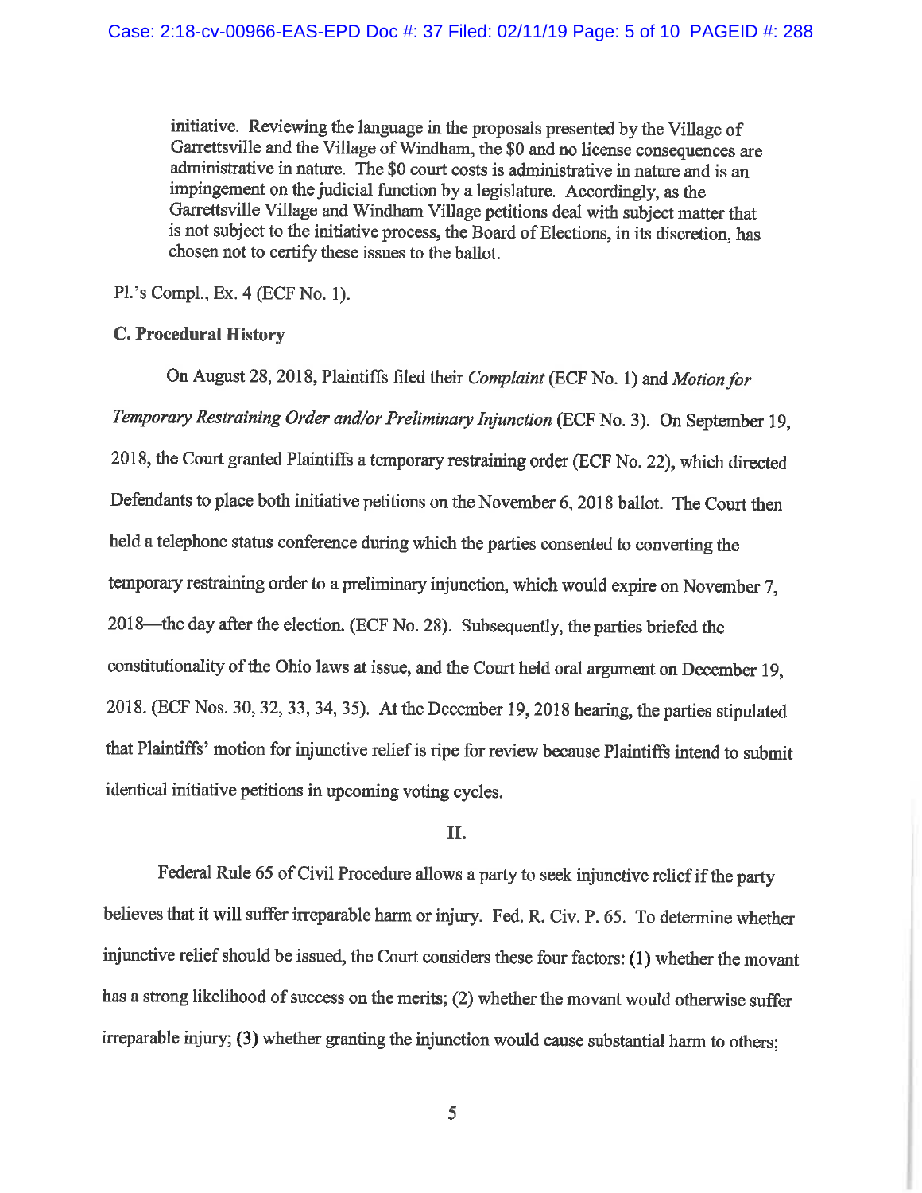initiative. Reviewing the language in the proposals presented by the Village of Garrettsville and the Village of Windham, the $0 and no license consequences are administrative in nature. The $0 court costs is administrative in nature and is an impingement on the judicial function by a legislature. Accordingly, as the Garrettsville Village and Windham Village petitions deal with subject matter that is not subject to the initiative process, the Board of Elections, in its discretion, has chosen not to certify these issues to the ballot.

Pl.'s Compl., Ex. 4 (ECF No. 1).

**C. Procedural History**

On August 28, 2018, Plaintiffs filed their *Complaint* (ECF No. 1) and *Motion for Temporary Restraining Order and/or Preliminary Injunction* (ECF No. 3). On September 19, 2018, the Court granted Plaintiffs a temporary restraining order (ECF No. 22), which directed Defendants to place both initiative petitions on the November 6, 2018 ballot. The Court then held a telephone status conference during which the parties consented to converting the temporary restraining order to a preliminary injunction, which would expire on November 7, 2018—the day after the election. (ECF No. 28). Subsequently, the parties briefed the constitutionality of the Ohio laws at issue, and the Court held oral argument on December 19, 2018. (ECF Nos. 30, 32, 33, 34, 35). At the December 19, 2018 hearing, the parties stipulated that Plaintiffs' motion for injunctive relief is ripe for review because Plaintiffs intend to submit identical initiative petitions in upcoming voting cycles.

## II.

Federal Rule 65 of Civil Procedure allows a party to seek injunctive relief if the party believes that it will suffer irreparable harm or injury. Fed. R. Civ. P. 65. To determine whether injunctive relief should be issued, the Court considers these four factors: (1) whether the movant has a strong likelihood of success on the merits; (2) whether the movant would otherwise suffer irreparable injury; (3) whether granting the injunction would cause substantial harm to others;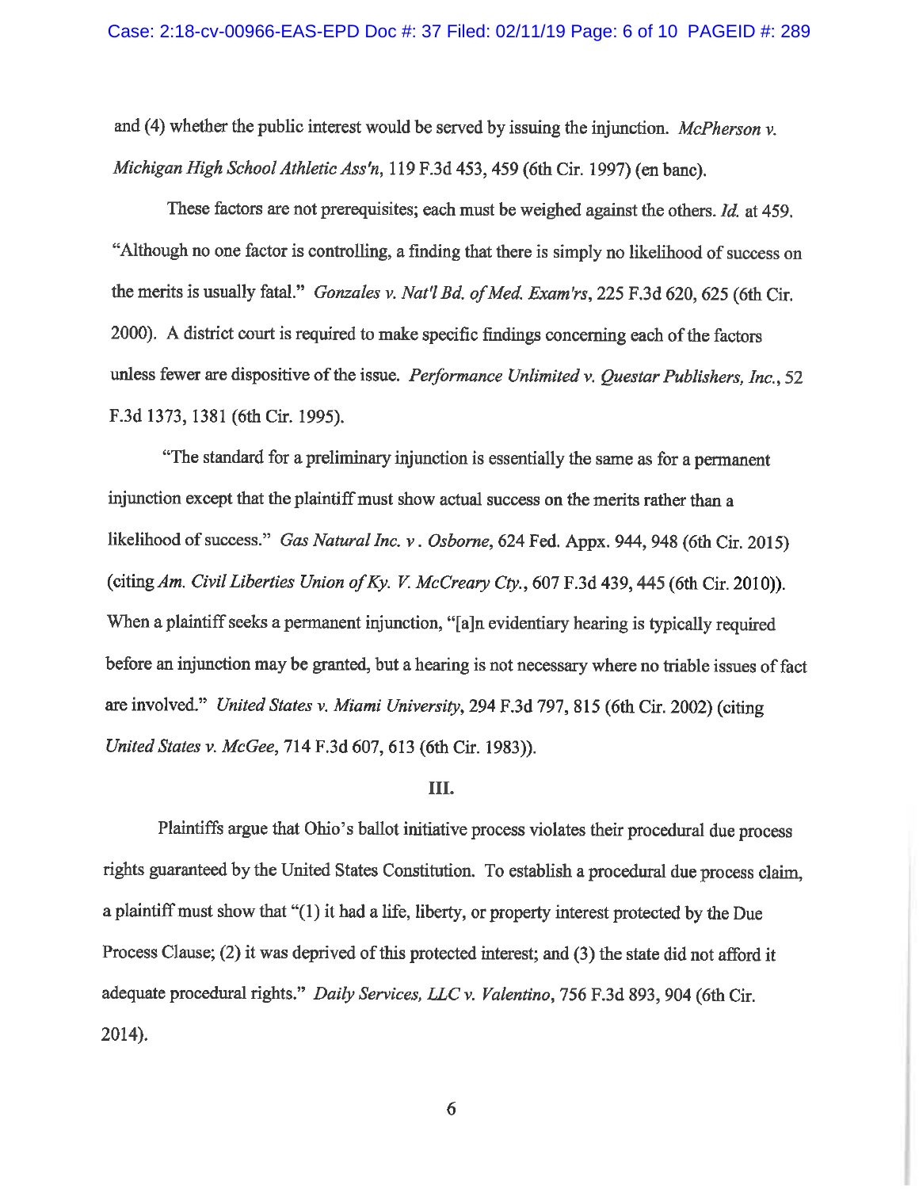and (4) whether the public interest would be served by issuing the injunction. *McPherson v. Michigan High School Athletic Ass'n*, 119 F.3d 453, 459 (6th Cir. 1997) (en banc).

These factors are not prerequisites; each must be weighed against the others. *Id.* at 459. "Although no one factor is controlling, a finding that there is simply no likelihood of success on the merits is usually fatal." *Gonzales v. Nat'l Bd. of Med. Exam'rs*, 225 F.3d 620, 625 (6th Cir. 2000). A district court is required to make specific findings concerning each of the factors unless fewer are dispositive of the issue. *Performance Unlimited v. Questar Publishers, Inc.*, 52 F.3d 1373, 1381 (6th Cir. 1995).

"The standard for a preliminary injunction is essentially the same as for a permanent injunction except that the plaintiff must show actual success on the merits rather than a likelihood of success." *Gas Natural Inc. v . Osborne*, 624 Fed. Appx. 944, 948 (6th Cir. 2015) (citing *Am. Civil Liberties Union of Ky. V. McCreary Cty.*, 607 F.3d 439, 445 (6th Cir. 2010)). When a plaintiff seeks a permanent injunction, "[a]n evidentiary hearing is typically required before an injunction may be granted, but a hearing is not necessary where no triable issues of fact are involved." *United States v. Miami University*, 294 F.3d 797, 815 (6th Cir. 2002) (citing *United States v. McGee*, 714 F.3d 607, 613 (6th Cir. 1983)).

## III.

Plaintiffs argue that Ohio's ballot initiative process violates their procedural due process rights guaranteed by the United States Constitution. To establish a procedural due process claim, a plaintiff must show that "(1) it had a life, liberty, or property interest protected by the Due Process Clause; (2) it was deprived of this protected interest; and (3) the state did not afford it adequate procedural rights." *Daily Services, LLC v. Valentino*, 756 F.3d 893, 904 (6th Cir. 2014).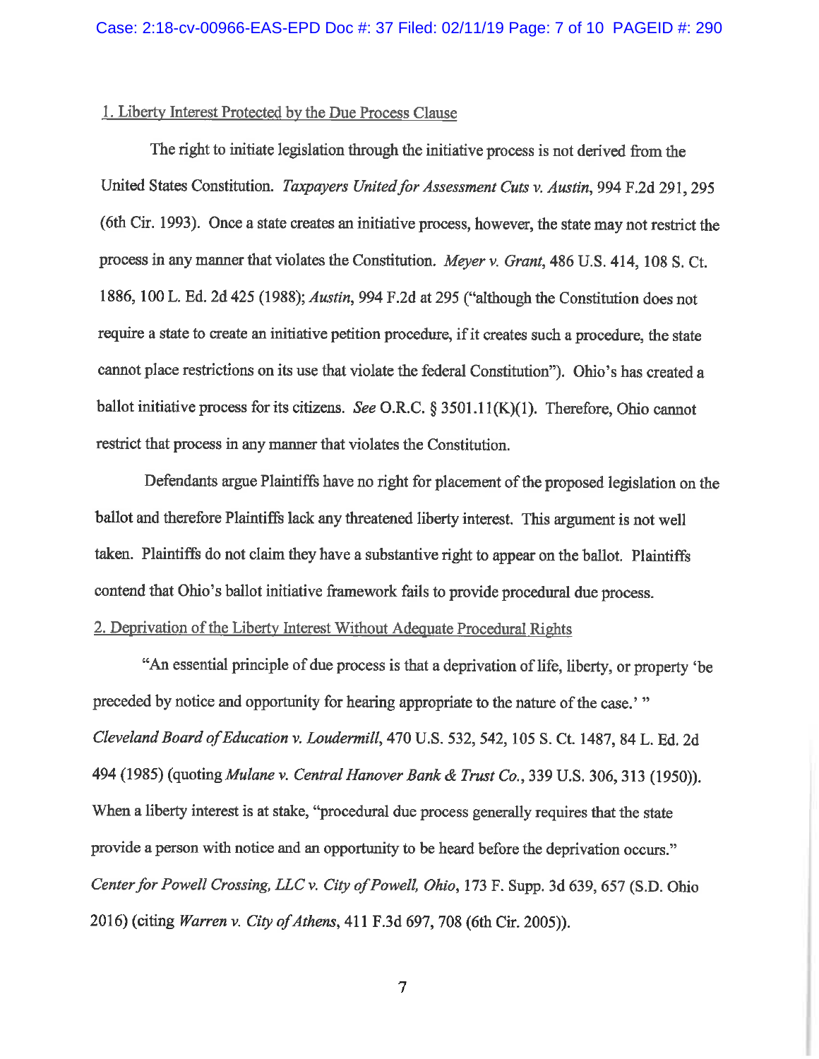1. Liberty Interest Protected by the Due Process Clause

The right to initiate legislation through the initiative process is not derived from the United States Constitution. *Taxpayers United for Assessment Cuts v. Austin*, 994 F.2d 291, 295 (6th Cir. 1993). Once a state creates an initiative process, however, the state may not restrict the process in any manner that violates the Constitution. *Meyer v. Grant*, 486 U.S. 414, 108 S. Ct. 1886, 100 L. Ed. 2d 425 (1988); *Austin*, 994 F.2d at 295 ("although the Constitution does not require a state to create an initiative petition procedure, if it creates such a procedure, the state cannot place restrictions on its use that violate the federal Constitution"). Ohio's has created a ballot initiative process for its citizens. *See* O.R.C. § 3501.11(K)(1). Therefore, Ohio cannot restrict that process in any manner that violates the Constitution.

Defendants argue Plaintiffs have no right for placement of the proposed legislation on the ballot and therefore Plaintiffs lack any threatened liberty interest. This argument is not well taken. Plaintiffs do not claim they have a substantive right to appear on the ballot. Plaintiffs contend that Ohio's ballot initiative framework fails to provide procedural due process.

2. Deprivation of the Liberty Interest Without Adequate Procedural Rights

"An essential principle of due process is that a deprivation of life, liberty, or property 'be preceded by notice and opportunity for hearing appropriate to the nature of the case.' " *Cleveland Board of Education v. Loudermill*, 470 U.S. 532, 542, 105 S. Ct. 1487, 84 L. Ed. 2d 494 (1985) (quoting *Mulane v. Central Hanover Bank & Trust Co.*, 339 U.S. 306, 313 (1950)). When a liberty interest is at stake, "procedural due process generally requires that the state provide a person with notice and an opportunity to be heard before the deprivation occurs." *Center for Powell Crossing, LLC v. City of Powell, Ohio*, 173 F. Supp. 3d 639, 657 (S.D. Ohio 2016) (citing *Warren v. City of Athens*, 411 F.3d 697, 708 (6th Cir. 2005)).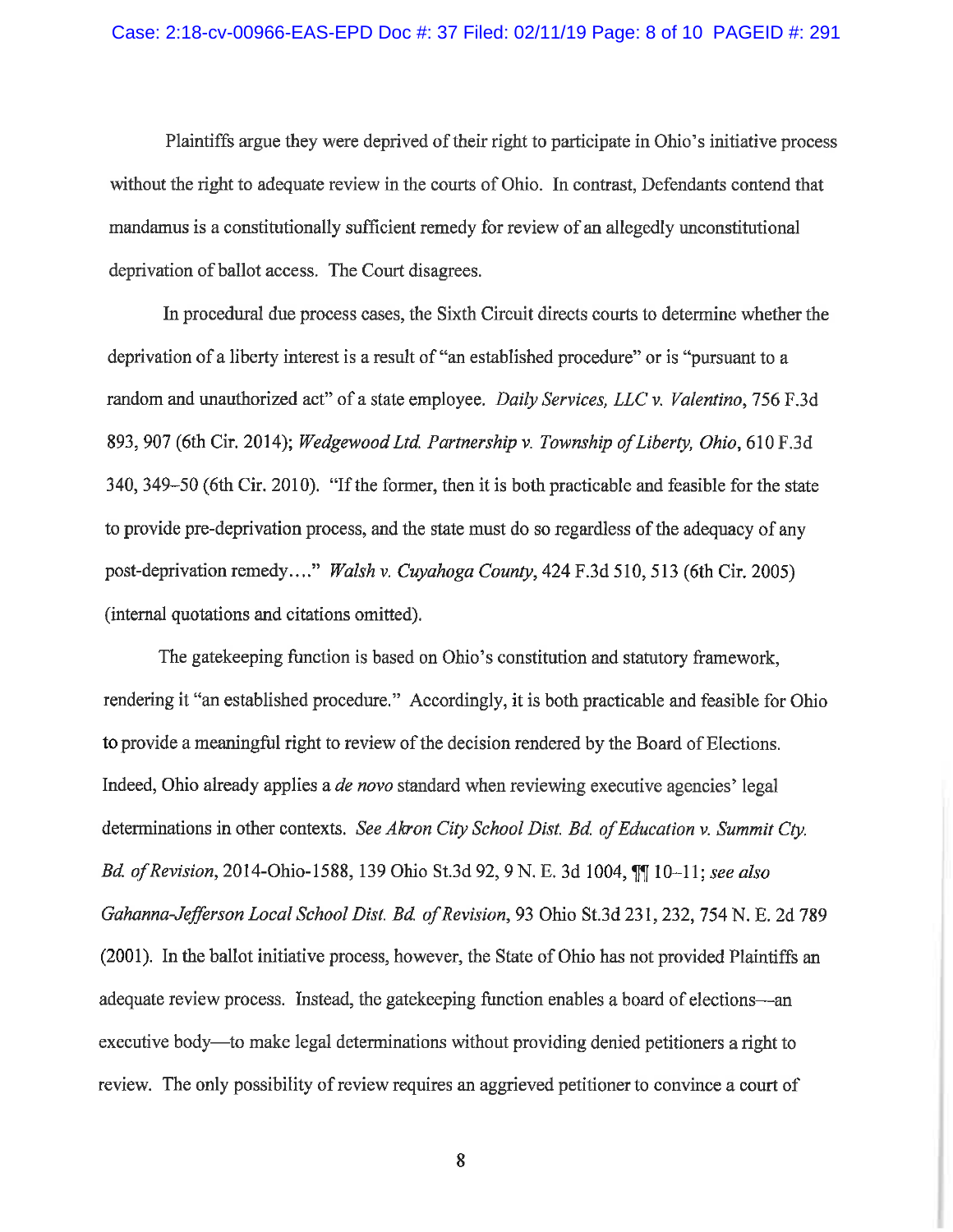Plaintiffs argue they were deprived of their right to participate in Ohio's initiative process without the right to adequate review in the courts of Ohio. In contrast, Defendants contend that mandamus is a constitutionally sufficient remedy for review of an allegedly unconstitutional deprivation of ballot access. The Court disagrees.

In procedural due process cases, the Sixth Circuit directs courts to determine whether the deprivation of a liberty interest is a result of "an established procedure" or is "pursuant to a random and unauthorized act" of a state employee. *Daily Services, LLC v. Valentino*, 756 F.3d 893, 907 (6th Cir. 2014); *Wedgewood Ltd. Partnership v. Township of Liberty, Ohio*, 610 F.3d 340, 349–50 (6th Cir. 2010). "If the former, then it is both practicable and feasible for the state to provide pre-deprivation process, and the state must do so regardless of the adequacy of any post-deprivation remedy…." *Walsh v. Cuyahoga County*, 424 F.3d 510, 513 (6th Cir. 2005) (internal quotations and citations omitted).

The gatekeeping function is based on Ohio's constitution and statutory framework, rendering it "an established procedure." Accordingly, it is both practicable and feasible for Ohio to provide a meaningful right to review of the decision rendered by the Board of Elections. Indeed, Ohio already applies a *de novo* standard when reviewing executive agencies' legal determinations in other contexts. *See Akron City School Dist. Bd. of Education v. Summit Cty. Bd. of Revision*, 2014-Ohio-1588, 139 Ohio St.3d 92, 9 N. E. 3d 1004, ¶¶ 10–11; *see also Gahanna-Jefferson Local School Dist. Bd. of Revision*, 93 Ohio St.3d 231, 232, 754 N. E. 2d 789 (2001). In the ballot initiative process, however, the State of Ohio has not provided Plaintiffs an adequate review process. Instead, the gatekeeping function enables a board of elections—an executive body—to make legal determinations without providing denied petitioners a right to review. The only possibility of review requires an aggrieved petitioner to convince a court of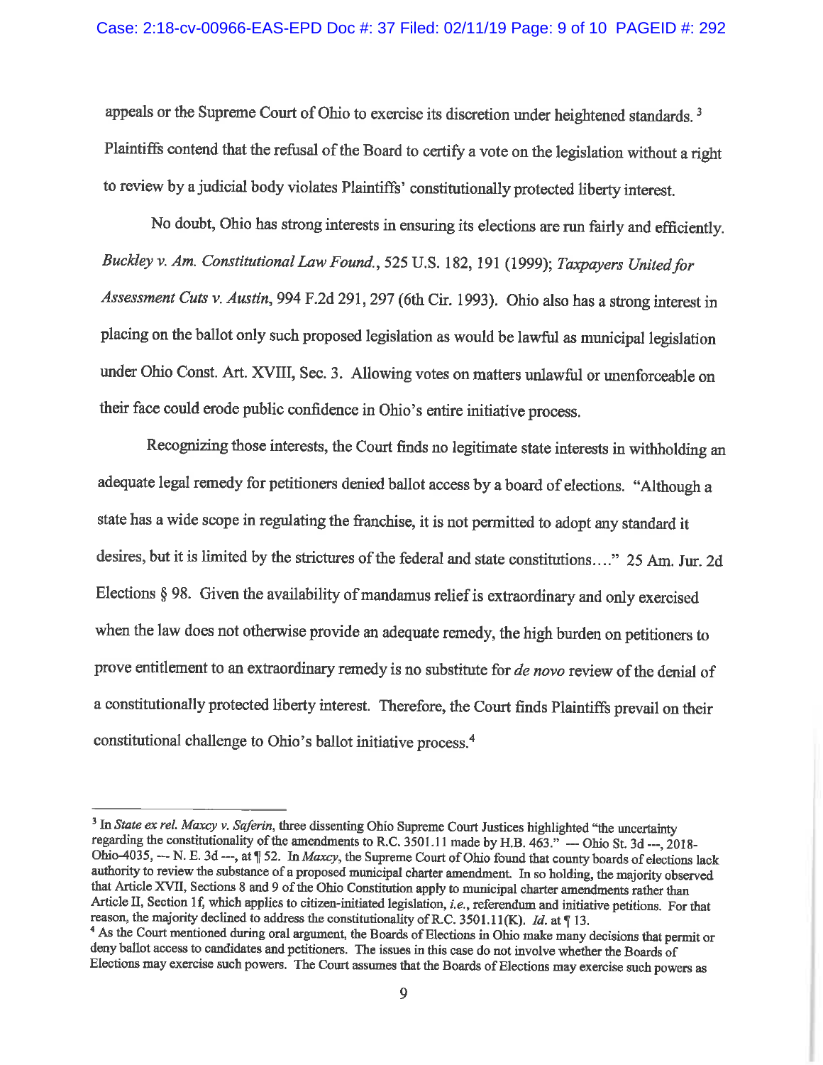appeals or the Supreme Court of Ohio to exercise its discretion under heightened standards. [3] Plaintiffs contend that the refusal of the Board to certify a vote on the legislation without a right to review by a judicial body violates Plaintiffs' constitutionally protected liberty interest.

No doubt, Ohio has strong interests in ensuring its elections are run fairly and efficiently. *Buckley v. Am. Constitutional Law Found.*, 525 U.S. 182, 191 (1999); *Taxpayers United for Assessment Cuts v. Austin*, 994 F.2d 291, 297 (6th Cir. 1993). Ohio also has a strong interest in placing on the ballot only such proposed legislation as would be lawful as municipal legislation under Ohio Const. Art. XVIII, Sec. 3. Allowing votes on matters unlawful or unenforceable on their face could erode public confidence in Ohio's entire initiative process.

Recognizing those interests, the Court finds no legitimate state interests in withholding an adequate legal remedy for petitioners denied ballot access by a board of elections. "Although a state has a wide scope in regulating the franchise, it is not permitted to adopt any standard it desires, but it is limited by the strictures of the federal and state constitutions…." 25 Am. Jur. 2d Elections § 98. Given the availability of mandamus relief is extraordinary and only exercised when the law does not otherwise provide an adequate remedy, the high burden on petitioners to prove entitlement to an extraordinary remedy is no substitute for *de novo* review of the denial of a constitutionally protected liberty interest. Therefore, the Court finds Plaintiffs prevail on their constitutional challenge to Ohio's ballot initiative process.[4]

---

[3] In *State ex rel. Maxcy v. Saferin*, three dissenting Ohio Supreme Court Justices highlighted "the uncertainty regarding the constitutionality of the amendments to R.C. 3501.11 made by H.B. 463." --- Ohio St. 3d ---, 2018-Ohio-4035, --- N. E. 3d ---, at ¶ 52. In *Maxcy*, the Supreme Court of Ohio found that county boards of elections lack authority to review the substance of a proposed municipal charter amendment. In so holding, the majority observed that Article XVII, Sections 8 and 9 of the Ohio Constitution apply to municipal charter amendments rather than Article II, Section 1f, which applies to citizen-initiated legislation, *i.e.*, referendum and initiative petitions. For that reason, the majority declined to address the constitutionality of R.C. 3501.11(K). *Id.* at ¶ 13.

[4] As the Court mentioned during oral argument, the Boards of Elections in Ohio make many decisions that permit or deny ballot access to candidates and petitioners. The issues in this case do not involve whether the Boards of Elections may exercise such powers. The Court assumes that the Boards of Elections may exercise such powers as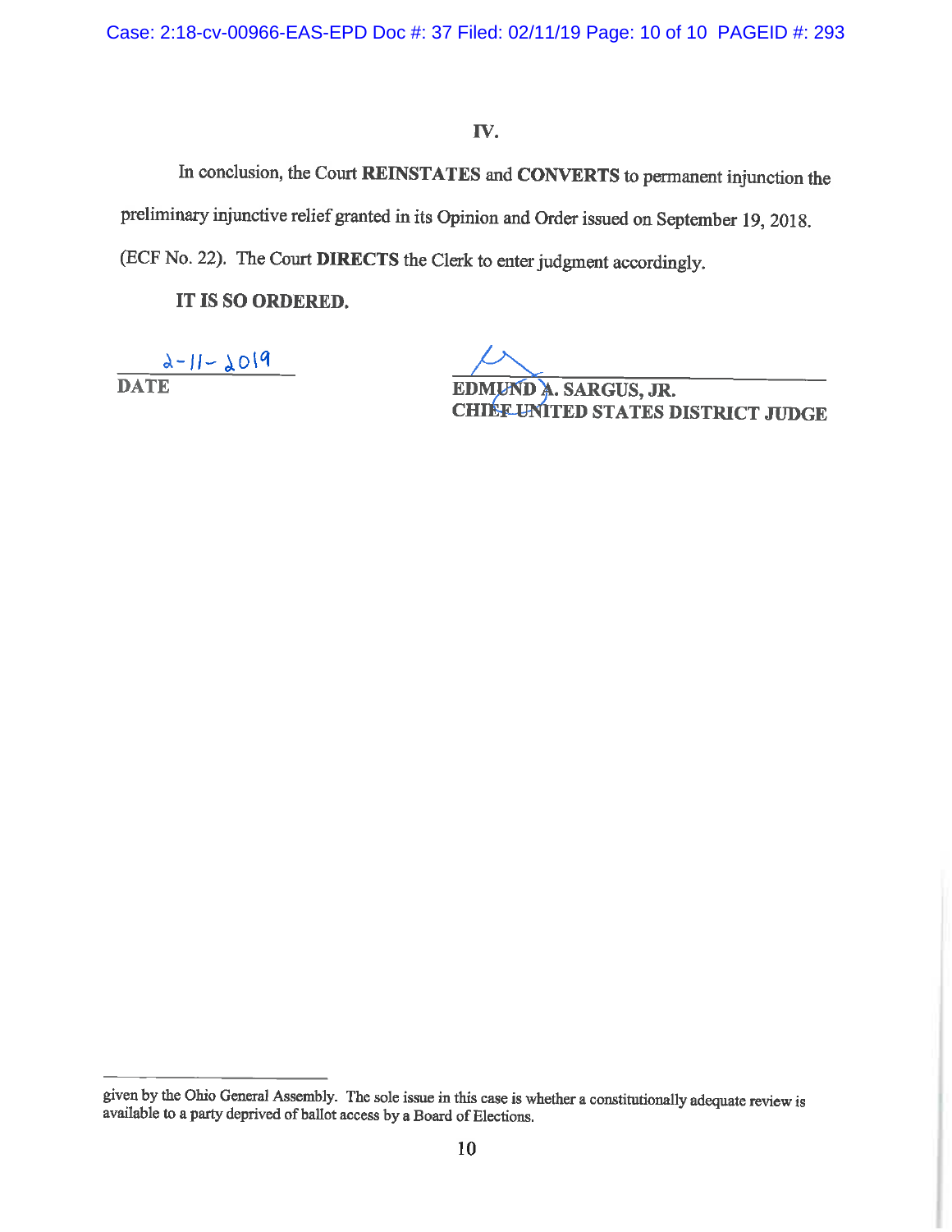# IV.

In conclusion, the Court **REINSTATES** and **CONVERTS** to permanent injunction the preliminary injunctive relief granted in its Opinion and Order issued on September 19, 2018. (ECF No. 22). The Court **DIRECTS** the Clerk to enter judgment accordingly.

**IT IS SO ORDERED.**

2-11-2019
**DATE**

**EDMUND A. SARGUS, JR.**
**CHIEF UNITED STATES DISTRICT JUDGE**

---

given by the Ohio General Assembly. The sole issue in this case is whether a constitutionally adequate review is available to a party deprived of ballot access by a Board of Elections.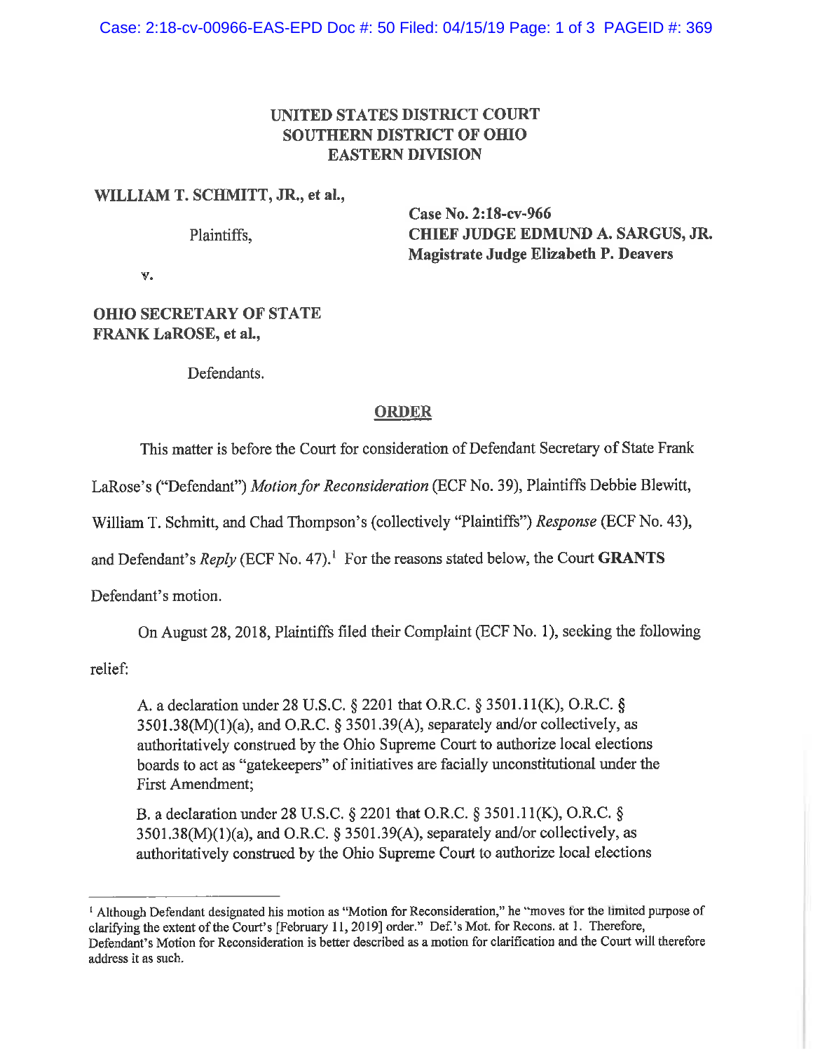UNITED STATES DISTRICT COURT
SOUTHERN DISTRICT OF OHIO
EASTERN DIVISION

**WILLIAM T. SCHMITT, JR., et al.,**

Plaintiffs,

v.

**OHIO SECRETARY OF STATE FRANK LaROSE, et al.,**

Defendants.

**Case No. 2:18-cv-966**
**CHIEF JUDGE EDMUND A. SARGUS, JR.**
**Magistrate Judge Elizabeth P. Deavers**

## ORDER

This matter is before the Court for consideration of Defendant Secretary of State Frank LaRose's ("Defendant") *Motion for Reconsideration* (ECF No. 39), Plaintiffs Debbie Blewitt, William T. Schmitt, and Chad Thompson's (collectively "Plaintiffs") *Response* (ECF No. 43), and Defendant's *Reply* (ECF No. 47).[1] For the reasons stated below, the Court **GRANTS** Defendant's motion.

On August 28, 2018, Plaintiffs filed their Complaint (ECF No. 1), seeking the following relief:

> A. a declaration under 28 U.S.C. § 2201 that O.R.C. § 3501.11(K), O.R.C. § 3501.38(M)(1)(a), and O.R.C. § 3501.39(A), separately and/or collectively, as authoritatively construed by the Ohio Supreme Court to authorize local elections boards to act as "gatekeepers" of initiatives are facially unconstitutional under the First Amendment;
>
> B. a declaration under 28 U.S.C. § 2201 that O.R.C. § 3501.11(K), O.R.C. § 3501.38(M)(1)(a), and O.R.C. § 3501.39(A), separately and/or collectively, as authoritatively construed by the Ohio Supreme Court to authorize local elections

[1] Although Defendant designated his motion as "Motion for Reconsideration," he "moves for the limited purpose of clarifying the extent of the Court's [February 11, 2019] order." Def.'s Mot. for Recons. at 1. Therefore, Defendant's Motion for Reconsideration is better described as a motion for clarification and the Court will therefore address it as such.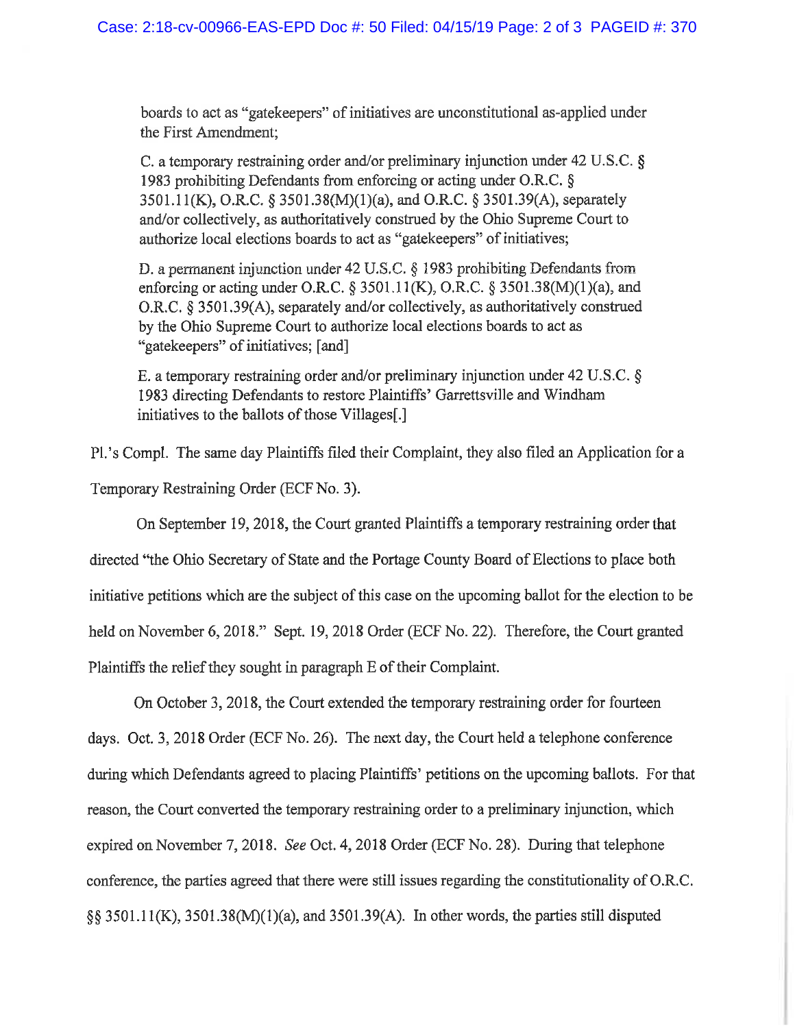> boards to act as "gatekeepers" of initiatives are unconstitutional as-applied under the First Amendment;
>
> C. a temporary restraining order and/or preliminary injunction under 42 U.S.C. § 1983 prohibiting Defendants from enforcing or acting under O.R.C. § 3501.11(K), O.R.C. § 3501.38(M)(1)(a), and O.R.C. § 3501.39(A), separately and/or collectively, as authoritatively construed by the Ohio Supreme Court to authorize local elections boards to act as "gatekeepers" of initiatives;
>
> D. a permanent injunction under 42 U.S.C. § 1983 prohibiting Defendants from enforcing or acting under O.R.C. § 3501.11(K), O.R.C. § 3501.38(M)(1)(a), and O.R.C. § 3501.39(A), separately and/or collectively, as authoritatively construed by the Ohio Supreme Court to authorize local elections boards to act as "gatekeepers" of initiatives; [and]
>
> E. a temporary restraining order and/or preliminary injunction under 42 U.S.C. § 1983 directing Defendants to restore Plaintiffs' Garrettsville and Windham initiatives to the ballots of those Villages[.]

Pl.'s Compl. The same day Plaintiffs filed their Complaint, they also filed an Application for a Temporary Restraining Order (ECF No. 3).

On September 19, 2018, the Court granted Plaintiffs a temporary restraining order that directed "the Ohio Secretary of State and the Portage County Board of Elections to place both initiative petitions which are the subject of this case on the upcoming ballot for the election to be held on November 6, 2018." Sept. 19, 2018 Order (ECF No. 22). Therefore, the Court granted Plaintiffs the relief they sought in paragraph E of their Complaint.

On October 3, 2018, the Court extended the temporary restraining order for fourteen days. Oct. 3, 2018 Order (ECF No. 26). The next day, the Court held a telephone conference during which Defendants agreed to placing Plaintiffs' petitions on the upcoming ballots. For that reason, the Court converted the temporary restraining order to a preliminary injunction, which expired on November 7, 2018. *See* Oct. 4, 2018 Order (ECF No. 28). During that telephone conference, the parties agreed that there were still issues regarding the constitutionality of O.R.C. §§ 3501.11(K), 3501.38(M)(1)(a), and 3501.39(A). In other words, the parties still disputed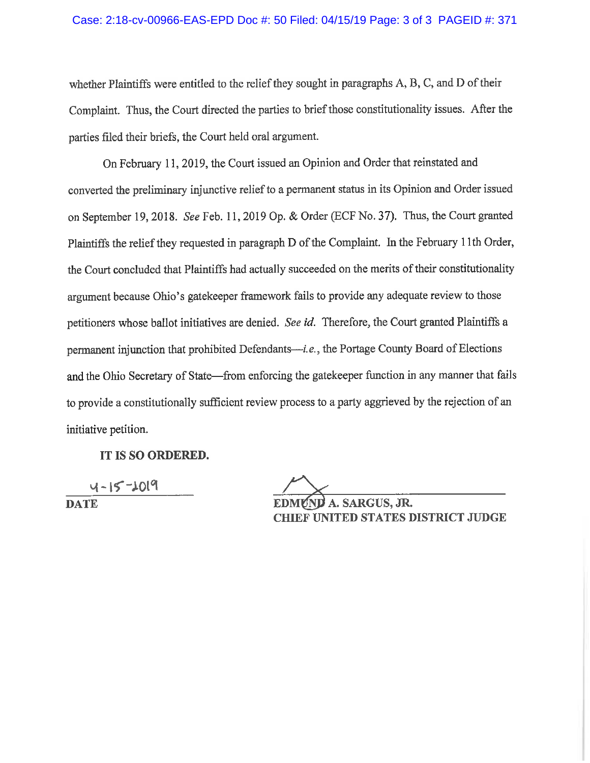whether Plaintiffs were entitled to the relief they sought in paragraphs A, B, C, and D of their Complaint. Thus, the Court directed the parties to brief those constitutionality issues. After the parties filed their briefs, the Court held oral argument.

On February 11, 2019, the Court issued an Opinion and Order that reinstated and converted the preliminary injunctive relief to a permanent status in its Opinion and Order issued on September 19, 2018. *See* Feb. 11, 2019 Op. & Order (ECF No. 37). Thus, the Court granted Plaintiffs the relief they requested in paragraph D of the Complaint. In the February 11th Order, the Court concluded that Plaintiffs had actually succeeded on the merits of their constitutionality argument because Ohio's gatekeeper framework fails to provide any adequate review to those petitioners whose ballot initiatives are denied. *See id.* Therefore, the Court granted Plaintiffs a permanent injunction that prohibited Defendants—*i.e.*, the Portage County Board of Elections and the Ohio Secretary of State—from enforcing the gatekeeper function in any manner that fails to provide a constitutionally sufficient review process to a party aggrieved by the rejection of an initiative petition.

**IT IS SO ORDERED.**

4-15-2019
**DATE**

**EDMUND A. SARGUS, JR.**
**CHIEF UNITED STATES DISTRICT JUDGE**